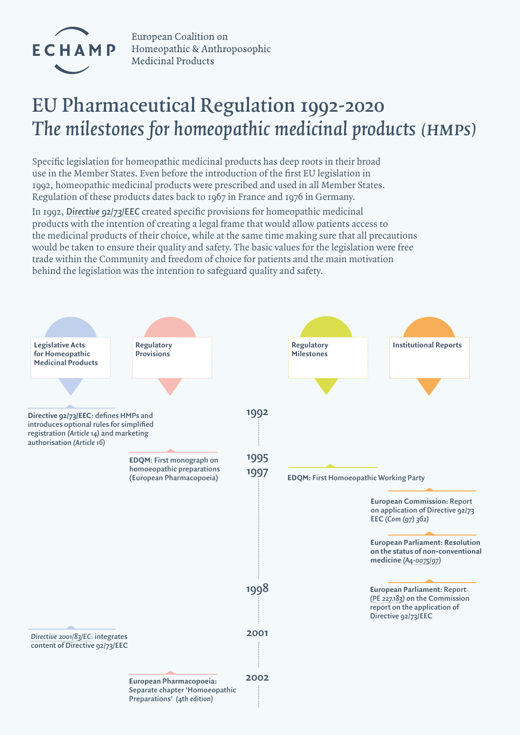ECHAMP

European Coalition on Homeopathic & Anthroposophic Medicinal Products

# EU Pharmaceutical Regulation 1992-2020
## *The milestones for homeopathic medicinal products* (HMPs)

Specific legislation for homeopathic medicinal products has deep roots in their broad use in the Member States. Even before the introduction of the first EU legislation in 1992, homeopathic medicinal products were prescribed and used in all Member States. Regulation of these products dates back to 1967 in France and 1976 in Germany.

In 1992, ***Directive 92/73/EEC*** created specific provisions for homeopathic medicinal products with the intention of creating a legal frame that would allow patients access to the medicinal products of their choice, while at the same time making sure that all precautions would be taken to ensure their quality and safety. The basic values for the legislation were free trade within the Community and freedom of choice for patients and the main motivation behind the legislation was the intention to safeguard quality and safety.

| Year | Legislative Acts for Homeopathic Medicinal Products | Regulatory Provisions | Regulatory Milestones | Institutional Reports |
|---|---|---|---|---|
| 1992 | **Directive 92/73/EEC**: defines HMPs and introduces optional rules for simplified registration (*Article 14*) and marketing authorisation (*Article 16*) | | | |
| 1995 | | **EDQM**: First monograph on homoeopathic preparations (European Pharmacopoeia) | | |
| 1997 | | | **EDQM**: First Homoeopathic Working Party | **European Commission**: Report on application of Directive 92/73 EEC (*Com (97) 362*)<br>**European Parliament: Resolution on the status of non-conventional medicine** (*A4-0075/97*) |
| 1998 | | | | **European Parliament**: Report (*PE 227.183*) on the Commission report on the application of Directive 92/73/EEC |
| 2001 | *Directive 2001/83/EC*: integrates content of Directive 92/73/EEC | | | |
| 2002 | | **European Pharmacopoeia**: Separate chapter 'Homoeopathic Preparations' (*4th edition*) | | |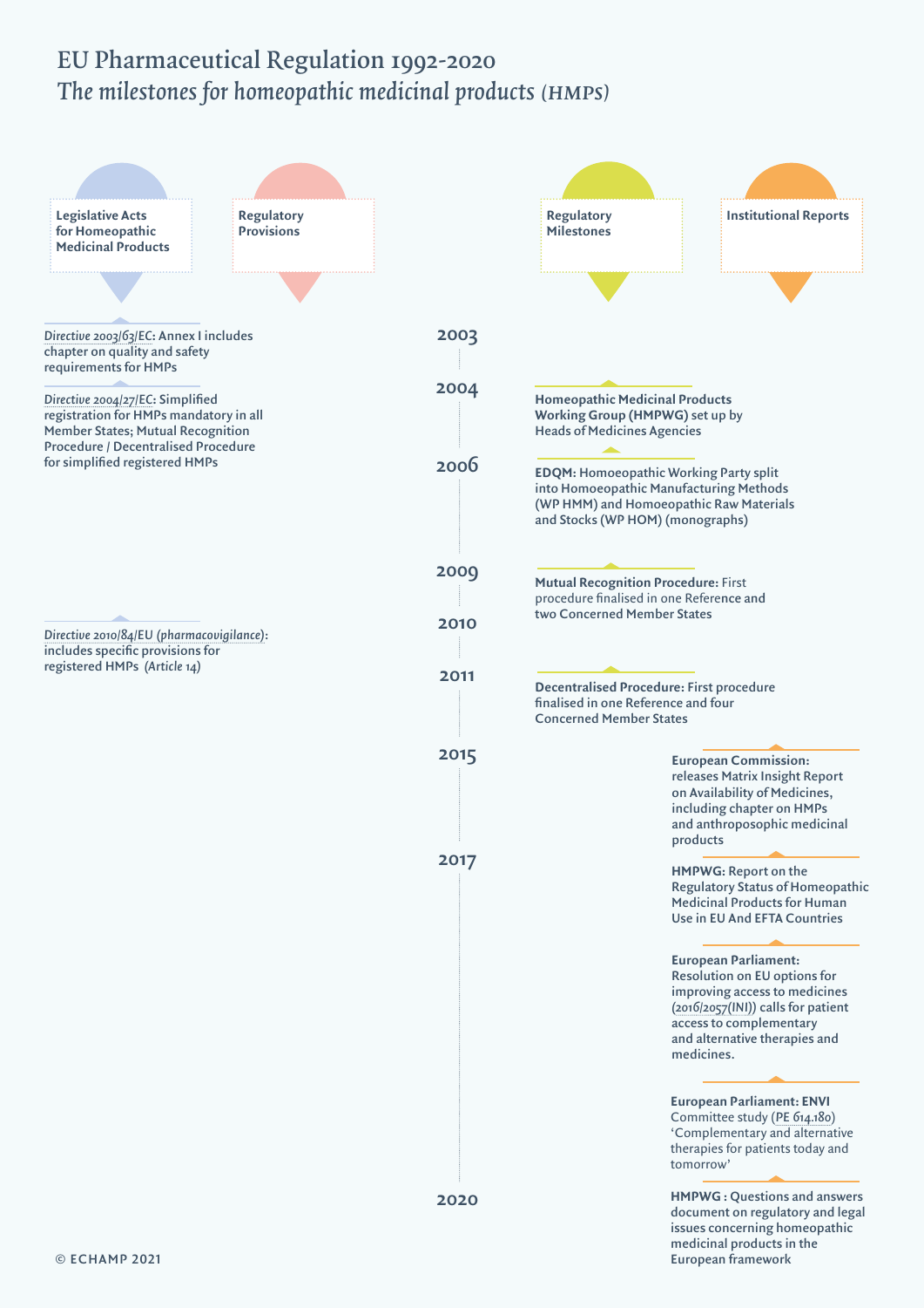# EU Pharmaceutical Regulation 1992-2020

## *The milestones for homeopathic medicinal products (HMPs)*

**Legislative Acts for Homeopathic Medicinal Products**

**Regulatory Provisions**

**Regulatory Milestones**

**Institutional Reports**

**2003**

*Directive 2003/63/EC*: Annex I includes chapter on quality and safety requirements for HMPs

**2004**

*Directive 2004/27/EC*: Simplified registration for HMPs mandatory in all Member States; Mutual Recognition Procedure / Decentralised Procedure for simplified registered HMPs

**Homeopathic Medicinal Products Working Group (HMPWG) set up by Heads of Medicines Agencies**

**2006**

**EDQM:** Homoeopathic Working Party split into Homoeopathic Manufacturing Methods (WP HMM) and Homoeopathic Raw Materials and Stocks (WP HOM) (monographs)

**2009**

**Mutual Recognition Procedure:** First procedure finalised in one Reference and two Concerned Member States

**2010**

*Directive 2010/84/EU (pharmacovigilance)*: includes specific provisions for registered HMPs *(Article 14)*

**2011**

**Decentralised Procedure:** First procedure finalised in one Reference and four Concerned Member States

**2015**

**European Commission:** releases Matrix Insight Report on Availability of Medicines, including chapter on HMPs and anthroposophic medicinal products

**2017**

**HMPWG:** Report on the Regulatory Status of Homeopathic Medicinal Products for Human Use in EU And EFTA Countries

**European Parliament:** Resolution on EU options for improving access to medicines (2016/2057(INI)) calls for patient access to complementary and alternative therapies and medicines.

**European Parliament: ENVI** Committee study (PE 614.180) 'Complementary and alternative therapies for patients today and tomorrow'

**2020**

**HMPWG :** Questions and answers document on regulatory and legal issues concerning homeopathic medicinal products in the European framework

© ECHAMP 2021